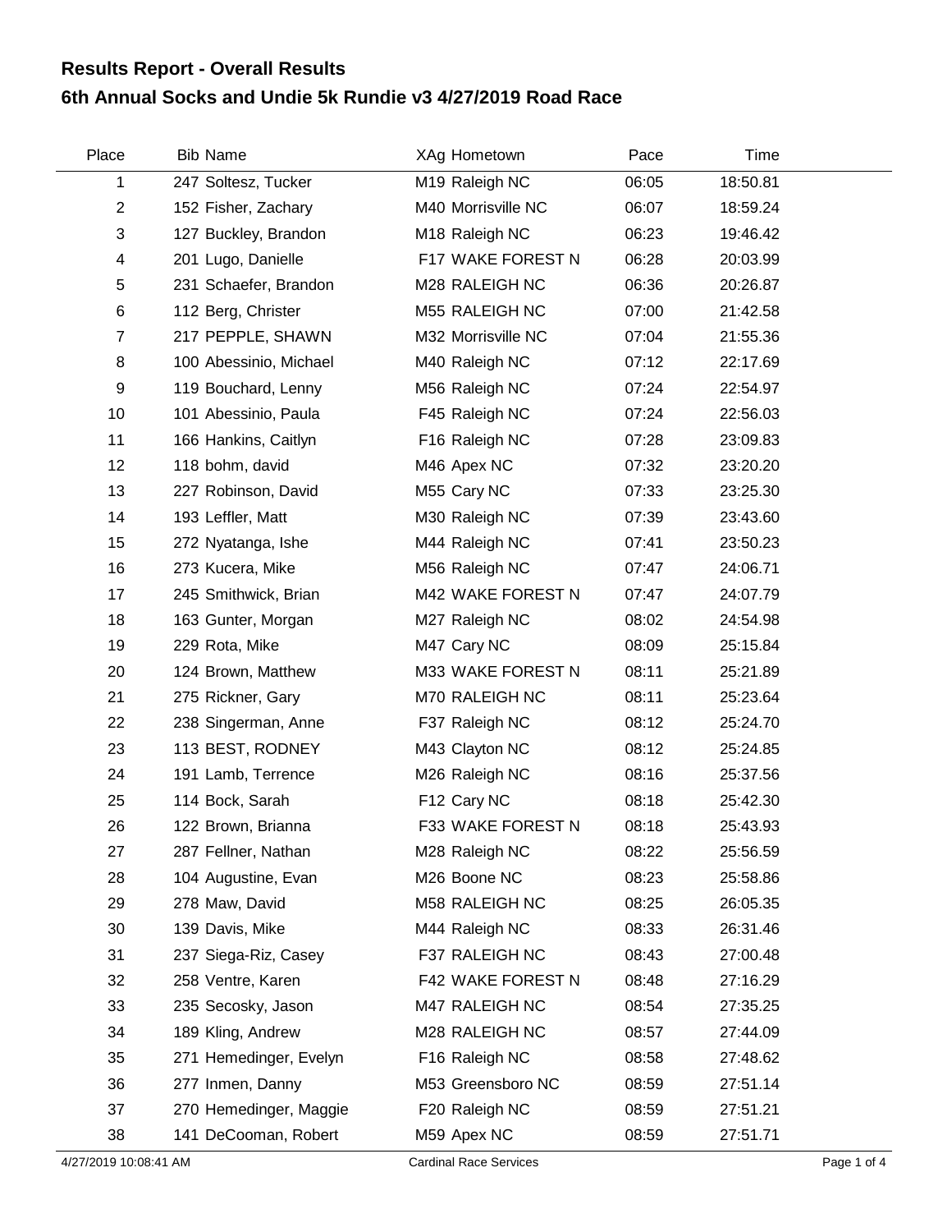# Results Report - Overall Results

## 6th Annual Socks and Undie 5k Rundie v3 4/27/2019 Road Race

| Place | Bib | Name | XAg | Hometown | Pace | Time |
|---|---|---|---|---|---|---|
| 1 | 247 | Soltesz, Tucker | M19 | Raleigh NC | 06:05 | 18:50.81 |
| 2 | 152 | Fisher, Zachary | M40 | Morrisville NC | 06:07 | 18:59.24 |
| 3 | 127 | Buckley, Brandon | M18 | Raleigh NC | 06:23 | 19:46.42 |
| 4 | 201 | Lugo, Danielle | F17 | WAKE FOREST N | 06:28 | 20:03.99 |
| 5 | 231 | Schaefer, Brandon | M28 | RALEIGH NC | 06:36 | 20:26.87 |
| 6 | 112 | Berg, Christer | M55 | RALEIGH NC | 07:00 | 21:42.58 |
| 7 | 217 | PEPPLE, SHAWN | M32 | Morrisville NC | 07:04 | 21:55.36 |
| 8 | 100 | Abessinio, Michael | M40 | Raleigh NC | 07:12 | 22:17.69 |
| 9 | 119 | Bouchard, Lenny | M56 | Raleigh NC | 07:24 | 22:54.97 |
| 10 | 101 | Abessinio, Paula | F45 | Raleigh NC | 07:24 | 22:56.03 |
| 11 | 166 | Hankins, Caitlyn | F16 | Raleigh NC | 07:28 | 23:09.83 |
| 12 | 118 | bohm, david | M46 | Apex NC | 07:32 | 23:20.20 |
| 13 | 227 | Robinson, David | M55 | Cary NC | 07:33 | 23:25.30 |
| 14 | 193 | Leffler, Matt | M30 | Raleigh NC | 07:39 | 23:43.60 |
| 15 | 272 | Nyatanga, Ishe | M44 | Raleigh NC | 07:41 | 23:50.23 |
| 16 | 273 | Kucera, Mike | M56 | Raleigh NC | 07:47 | 24:06.71 |
| 17 | 245 | Smithwick, Brian | M42 | WAKE FOREST N | 07:47 | 24:07.79 |
| 18 | 163 | Gunter, Morgan | M27 | Raleigh NC | 08:02 | 24:54.98 |
| 19 | 229 | Rota, Mike | M47 | Cary NC | 08:09 | 25:15.84 |
| 20 | 124 | Brown, Matthew | M33 | WAKE FOREST N | 08:11 | 25:21.89 |
| 21 | 275 | Rickner, Gary | M70 | RALEIGH NC | 08:11 | 25:23.64 |
| 22 | 238 | Singerman, Anne | F37 | Raleigh NC | 08:12 | 25:24.70 |
| 23 | 113 | BEST, RODNEY | M43 | Clayton NC | 08:12 | 25:24.85 |
| 24 | 191 | Lamb, Terrence | M26 | Raleigh NC | 08:16 | 25:37.56 |
| 25 | 114 | Bock, Sarah | F12 | Cary NC | 08:18 | 25:42.30 |
| 26 | 122 | Brown, Brianna | F33 | WAKE FOREST N | 08:18 | 25:43.93 |
| 27 | 287 | Fellner, Nathan | M28 | Raleigh NC | 08:22 | 25:56.59 |
| 28 | 104 | Augustine, Evan | M26 | Boone NC | 08:23 | 25:58.86 |
| 29 | 278 | Maw, David | M58 | RALEIGH NC | 08:25 | 26:05.35 |
| 30 | 139 | Davis, Mike | M44 | Raleigh NC | 08:33 | 26:31.46 |
| 31 | 237 | Siega-Riz, Casey | F37 | RALEIGH NC | 08:43 | 27:00.48 |
| 32 | 258 | Ventre, Karen | F42 | WAKE FOREST N | 08:48 | 27:16.29 |
| 33 | 235 | Secosky, Jason | M47 | RALEIGH NC | 08:54 | 27:35.25 |
| 34 | 189 | Kling, Andrew | M28 | RALEIGH NC | 08:57 | 27:44.09 |
| 35 | 271 | Hemedinger, Evelyn | F16 | Raleigh NC | 08:58 | 27:48.62 |
| 36 | 277 | Inmen, Danny | M53 | Greensboro NC | 08:59 | 27:51.14 |
| 37 | 270 | Hemedinger, Maggie | F20 | Raleigh NC | 08:59 | 27:51.21 |
| 38 | 141 | DeCooman, Robert | M59 | Apex NC | 08:59 | 27:51.71 |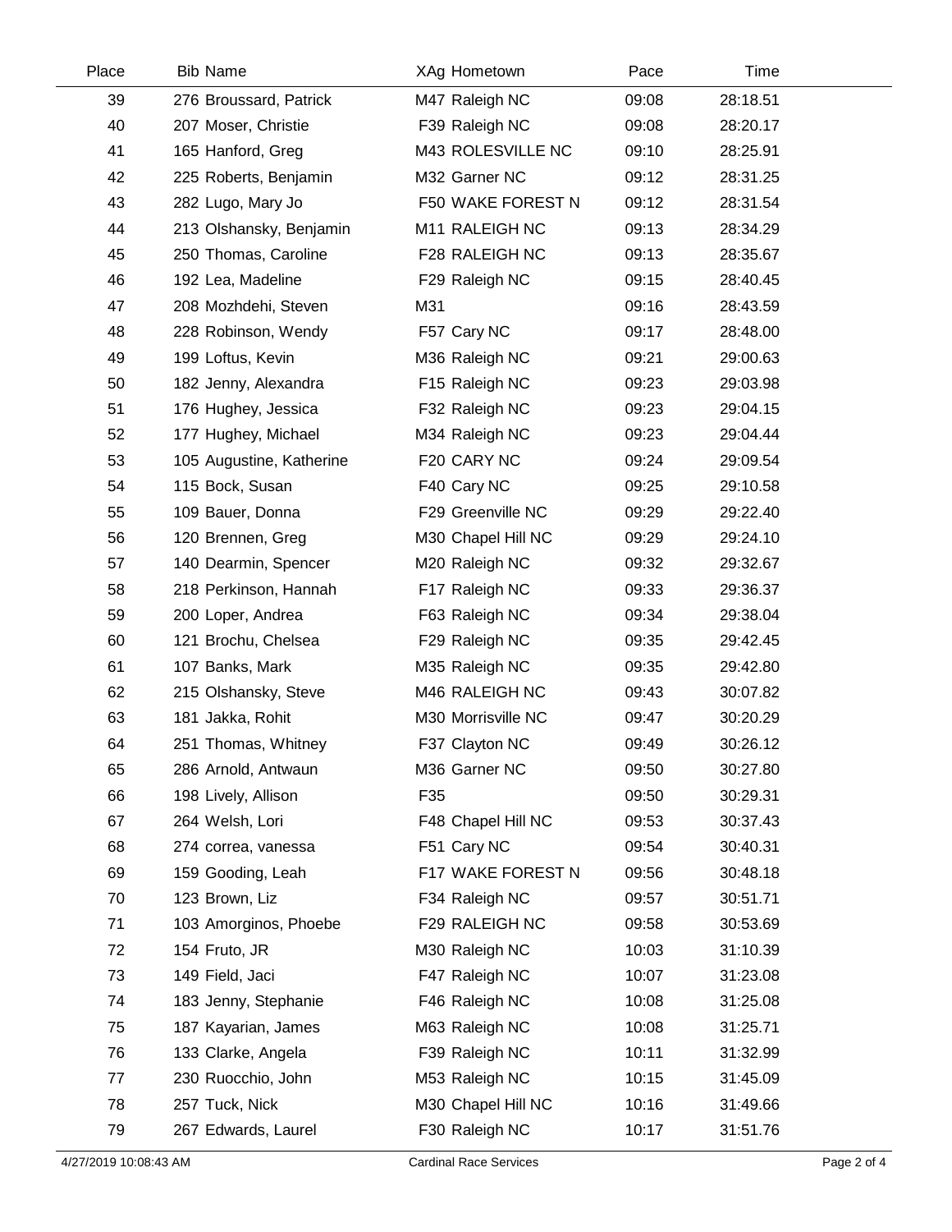| Place | Bib | Name | XAg | Hometown | Pace | Time |
|---|---|---|---|---|---|---|
| 39 | 276 | Broussard, Patrick | M47 | Raleigh NC | 09:08 | 28:18.51 |
| 40 | 207 | Moser, Christie | F39 | Raleigh NC | 09:08 | 28:20.17 |
| 41 | 165 | Hanford, Greg | M43 | ROLESVILLE NC | 09:10 | 28:25.91 |
| 42 | 225 | Roberts, Benjamin | M32 | Garner NC | 09:12 | 28:31.25 |
| 43 | 282 | Lugo, Mary Jo | F50 | WAKE FOREST N | 09:12 | 28:31.54 |
| 44 | 213 | Olshansky, Benjamin | M11 | RALEIGH NC | 09:13 | 28:34.29 |
| 45 | 250 | Thomas, Caroline | F28 | RALEIGH NC | 09:13 | 28:35.67 |
| 46 | 192 | Lea, Madeline | F29 | Raleigh NC | 09:15 | 28:40.45 |
| 47 | 208 | Mozhdehi, Steven | M31 | | 09:16 | 28:43.59 |
| 48 | 228 | Robinson, Wendy | F57 | Cary NC | 09:17 | 28:48.00 |
| 49 | 199 | Loftus, Kevin | M36 | Raleigh NC | 09:21 | 29:00.63 |
| 50 | 182 | Jenny, Alexandra | F15 | Raleigh NC | 09:23 | 29:03.98 |
| 51 | 176 | Hughey, Jessica | F32 | Raleigh NC | 09:23 | 29:04.15 |
| 52 | 177 | Hughey, Michael | M34 | Raleigh NC | 09:23 | 29:04.44 |
| 53 | 105 | Augustine, Katherine | F20 | CARY NC | 09:24 | 29:09.54 |
| 54 | 115 | Bock, Susan | F40 | Cary NC | 09:25 | 29:10.58 |
| 55 | 109 | Bauer, Donna | F29 | Greenville NC | 09:29 | 29:22.40 |
| 56 | 120 | Brennen, Greg | M30 | Chapel Hill NC | 09:29 | 29:24.10 |
| 57 | 140 | Dearmin, Spencer | M20 | Raleigh NC | 09:32 | 29:32.67 |
| 58 | 218 | Perkinson, Hannah | F17 | Raleigh NC | 09:33 | 29:36.37 |
| 59 | 200 | Loper, Andrea | F63 | Raleigh NC | 09:34 | 29:38.04 |
| 60 | 121 | Brochu, Chelsea | F29 | Raleigh NC | 09:35 | 29:42.45 |
| 61 | 107 | Banks, Mark | M35 | Raleigh NC | 09:35 | 29:42.80 |
| 62 | 215 | Olshansky, Steve | M46 | RALEIGH NC | 09:43 | 30:07.82 |
| 63 | 181 | Jakka, Rohit | M30 | Morrisville NC | 09:47 | 30:20.29 |
| 64 | 251 | Thomas, Whitney | F37 | Clayton NC | 09:49 | 30:26.12 |
| 65 | 286 | Arnold, Antwaun | M36 | Garner NC | 09:50 | 30:27.80 |
| 66 | 198 | Lively, Allison | F35 | | 09:50 | 30:29.31 |
| 67 | 264 | Welsh, Lori | F48 | Chapel Hill NC | 09:53 | 30:37.43 |
| 68 | 274 | correa, vanessa | F51 | Cary NC | 09:54 | 30:40.31 |
| 69 | 159 | Gooding, Leah | F17 | WAKE FOREST N | 09:56 | 30:48.18 |
| 70 | 123 | Brown, Liz | F34 | Raleigh NC | 09:57 | 30:51.71 |
| 71 | 103 | Amorginos, Phoebe | F29 | RALEIGH NC | 09:58 | 30:53.69 |
| 72 | 154 | Fruto, JR | M30 | Raleigh NC | 10:03 | 31:10.39 |
| 73 | 149 | Field, Jaci | F47 | Raleigh NC | 10:07 | 31:23.08 |
| 74 | 183 | Jenny, Stephanie | F46 | Raleigh NC | 10:08 | 31:25.08 |
| 75 | 187 | Kayarian, James | M63 | Raleigh NC | 10:08 | 31:25.71 |
| 76 | 133 | Clarke, Angela | F39 | Raleigh NC | 10:11 | 31:32.99 |
| 77 | 230 | Ruocchio, John | M53 | Raleigh NC | 10:15 | 31:45.09 |
| 78 | 257 | Tuck, Nick | M30 | Chapel Hill NC | 10:16 | 31:49.66 |
| 79 | 267 | Edwards, Laurel | F30 | Raleigh NC | 10:17 | 31:51.76 |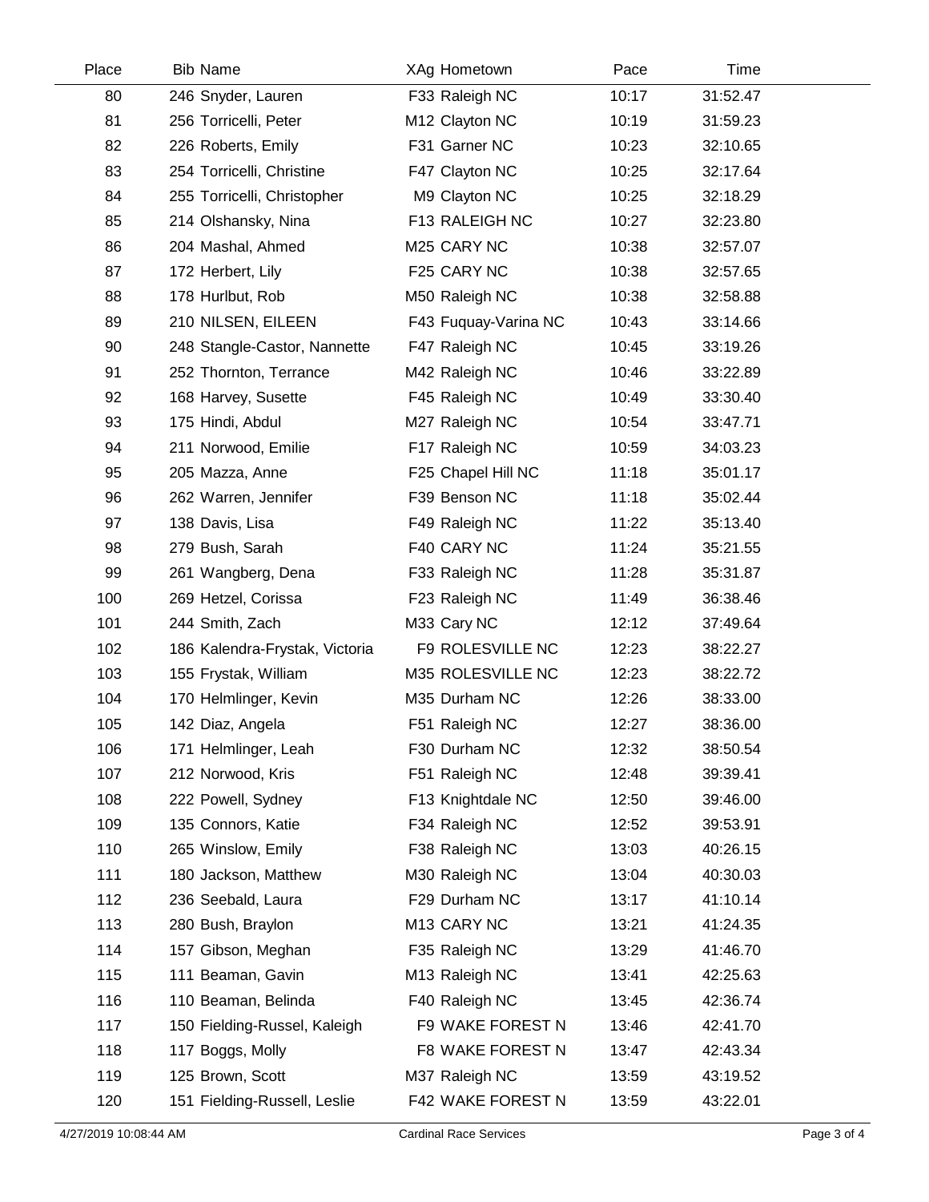| Place | Bib | Name | XAg | Hometown | Pace | Time |
|---|---|---|---|---|---|---|
| 80 | 246 | Snyder, Lauren | F33 | Raleigh NC | 10:17 | 31:52.47 |
| 81 | 256 | Torricelli, Peter | M12 | Clayton NC | 10:19 | 31:59.23 |
| 82 | 226 | Roberts, Emily | F31 | Garner NC | 10:23 | 32:10.65 |
| 83 | 254 | Torricelli, Christine | F47 | Clayton NC | 10:25 | 32:17.64 |
| 84 | 255 | Torricelli, Christopher | M9 | Clayton NC | 10:25 | 32:18.29 |
| 85 | 214 | Olshansky, Nina | F13 | RALEIGH NC | 10:27 | 32:23.80 |
| 86 | 204 | Mashal, Ahmed | M25 | CARY NC | 10:38 | 32:57.07 |
| 87 | 172 | Herbert, Lily | F25 | CARY NC | 10:38 | 32:57.65 |
| 88 | 178 | Hurlbut, Rob | M50 | Raleigh NC | 10:38 | 32:58.88 |
| 89 | 210 | NILSEN, EILEEN | F43 | Fuquay-Varina NC | 10:43 | 33:14.66 |
| 90 | 248 | Stangle-Castor, Nannette | F47 | Raleigh NC | 10:45 | 33:19.26 |
| 91 | 252 | Thornton, Terrance | M42 | Raleigh NC | 10:46 | 33:22.89 |
| 92 | 168 | Harvey, Susette | F45 | Raleigh NC | 10:49 | 33:30.40 |
| 93 | 175 | Hindi, Abdul | M27 | Raleigh NC | 10:54 | 33:47.71 |
| 94 | 211 | Norwood, Emilie | F17 | Raleigh NC | 10:59 | 34:03.23 |
| 95 | 205 | Mazza, Anne | F25 | Chapel Hill NC | 11:18 | 35:01.17 |
| 96 | 262 | Warren, Jennifer | F39 | Benson NC | 11:18 | 35:02.44 |
| 97 | 138 | Davis, Lisa | F49 | Raleigh NC | 11:22 | 35:13.40 |
| 98 | 279 | Bush, Sarah | F40 | CARY NC | 11:24 | 35:21.55 |
| 99 | 261 | Wangberg, Dena | F33 | Raleigh NC | 11:28 | 35:31.87 |
| 100 | 269 | Hetzel, Corissa | F23 | Raleigh NC | 11:49 | 36:38.46 |
| 101 | 244 | Smith, Zach | M33 | Cary NC | 12:12 | 37:49.64 |
| 102 | 186 | Kalendra-Frystak, Victoria | F9 | ROLESVILLE NC | 12:23 | 38:22.27 |
| 103 | 155 | Frystak, William | M35 | ROLESVILLE NC | 12:23 | 38:22.72 |
| 104 | 170 | Helmlinger, Kevin | M35 | Durham NC | 12:26 | 38:33.00 |
| 105 | 142 | Diaz, Angela | F51 | Raleigh NC | 12:27 | 38:36.00 |
| 106 | 171 | Helmlinger, Leah | F30 | Durham NC | 12:32 | 38:50.54 |
| 107 | 212 | Norwood, Kris | F51 | Raleigh NC | 12:48 | 39:39.41 |
| 108 | 222 | Powell, Sydney | F13 | Knightdale NC | 12:50 | 39:46.00 |
| 109 | 135 | Connors, Katie | F34 | Raleigh NC | 12:52 | 39:53.91 |
| 110 | 265 | Winslow, Emily | F38 | Raleigh NC | 13:03 | 40:26.15 |
| 111 | 180 | Jackson, Matthew | M30 | Raleigh NC | 13:04 | 40:30.03 |
| 112 | 236 | Seebald, Laura | F29 | Durham NC | 13:17 | 41:10.14 |
| 113 | 280 | Bush, Braylon | M13 | CARY NC | 13:21 | 41:24.35 |
| 114 | 157 | Gibson, Meghan | F35 | Raleigh NC | 13:29 | 41:46.70 |
| 115 | 111 | Beaman, Gavin | M13 | Raleigh NC | 13:41 | 42:25.63 |
| 116 | 110 | Beaman, Belinda | F40 | Raleigh NC | 13:45 | 42:36.74 |
| 117 | 150 | Fielding-Russel, Kaleigh | F9 | WAKE FOREST N | 13:46 | 42:41.70 |
| 118 | 117 | Boggs, Molly | F8 | WAKE FOREST N | 13:47 | 42:43.34 |
| 119 | 125 | Brown, Scott | M37 | Raleigh NC | 13:59 | 43:19.52 |
| 120 | 151 | Fielding-Russell, Leslie | F42 | WAKE FOREST N | 13:59 | 43:22.01 |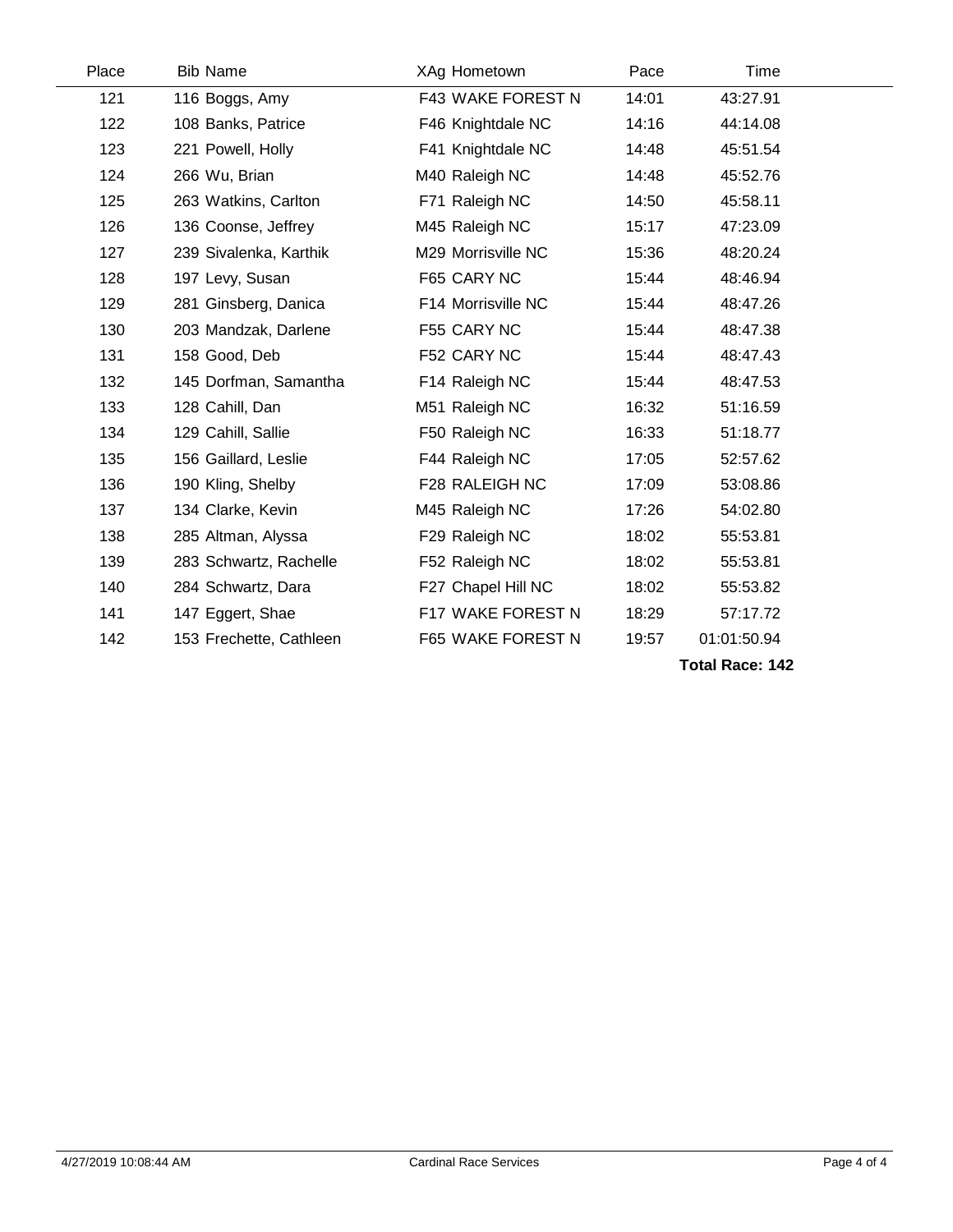| Place | Bib | Name | XAg | Hometown | Pace | Time |
|---|---|---|---|---|---|---|
| 121 | 116 | Boggs, Amy | F43 | WAKE FOREST N | 14:01 | 43:27.91 |
| 122 | 108 | Banks, Patrice | F46 | Knightdale NC | 14:16 | 44:14.08 |
| 123 | 221 | Powell, Holly | F41 | Knightdale NC | 14:48 | 45:51.54 |
| 124 | 266 | Wu, Brian | M40 | Raleigh NC | 14:48 | 45:52.76 |
| 125 | 263 | Watkins, Carlton | F71 | Raleigh NC | 14:50 | 45:58.11 |
| 126 | 136 | Coonse, Jeffrey | M45 | Raleigh NC | 15:17 | 47:23.09 |
| 127 | 239 | Sivalenka, Karthik | M29 | Morrisville NC | 15:36 | 48:20.24 |
| 128 | 197 | Levy, Susan | F65 | CARY NC | 15:44 | 48:46.94 |
| 129 | 281 | Ginsberg, Danica | F14 | Morrisville NC | 15:44 | 48:47.26 |
| 130 | 203 | Mandzak, Darlene | F55 | CARY NC | 15:44 | 48:47.38 |
| 131 | 158 | Good, Deb | F52 | CARY NC | 15:44 | 48:47.43 |
| 132 | 145 | Dorfman, Samantha | F14 | Raleigh NC | 15:44 | 48:47.53 |
| 133 | 128 | Cahill, Dan | M51 | Raleigh NC | 16:32 | 51:16.59 |
| 134 | 129 | Cahill, Sallie | F50 | Raleigh NC | 16:33 | 51:18.77 |
| 135 | 156 | Gaillard, Leslie | F44 | Raleigh NC | 17:05 | 52:57.62 |
| 136 | 190 | Kling, Shelby | F28 | RALEIGH NC | 17:09 | 53:08.86 |
| 137 | 134 | Clarke, Kevin | M45 | Raleigh NC | 17:26 | 54:02.80 |
| 138 | 285 | Altman, Alyssa | F29 | Raleigh NC | 18:02 | 55:53.81 |
| 139 | 283 | Schwartz, Rachelle | F52 | Raleigh NC | 18:02 | 55:53.81 |
| 140 | 284 | Schwartz, Dara | F27 | Chapel Hill NC | 18:02 | 55:53.82 |
| 141 | 147 | Eggert, Shae | F17 | WAKE FOREST N | 18:29 | 57:17.72 |
| 142 | 153 | Frechette, Cathleen | F65 | WAKE FOREST N | 19:57 | 01:01:50.94 |

**Total Race: 142**

4/27/2019 10:08:44 AM — Cardinal Race Services